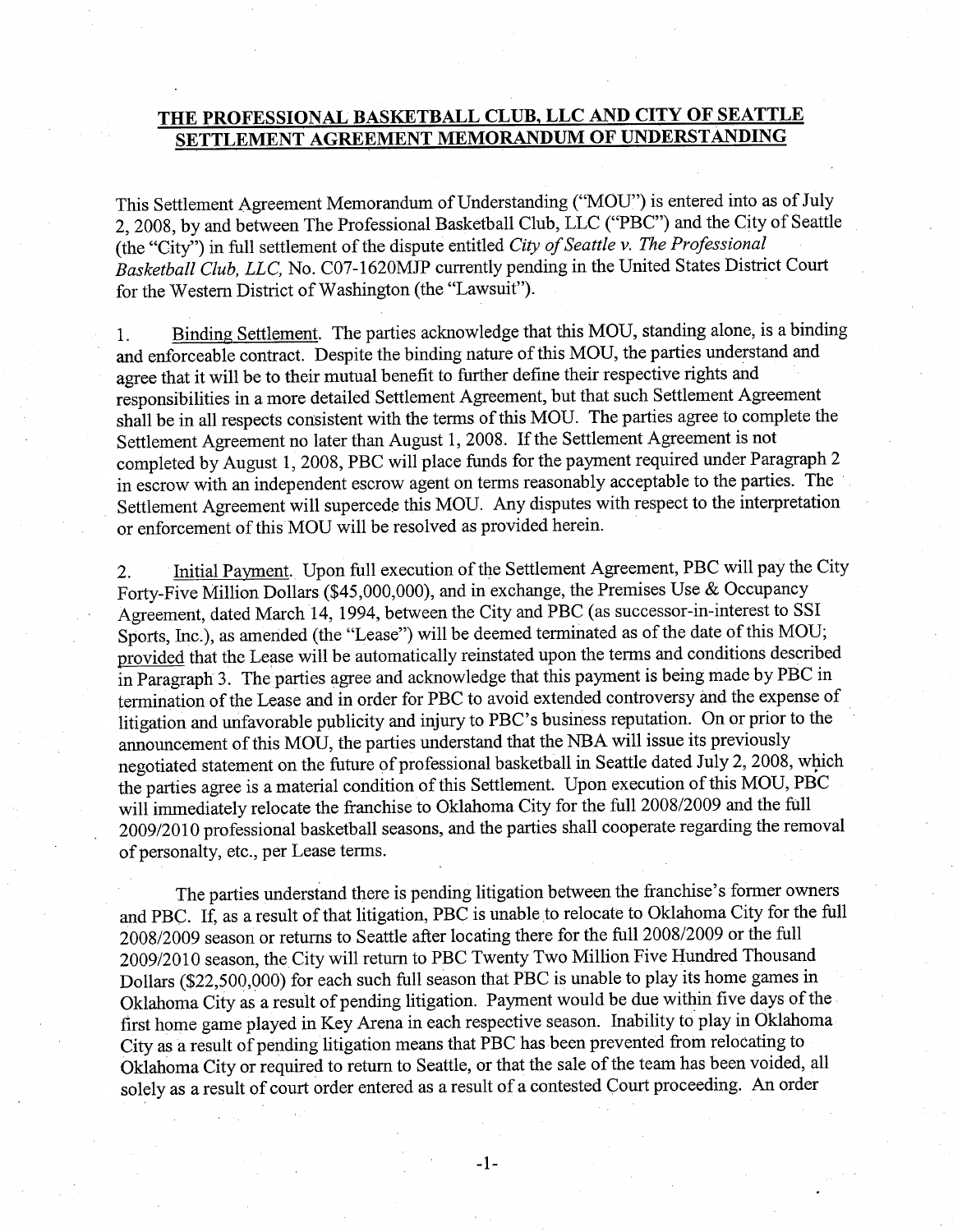## THE PROFESSIONAL BASKETBALL CLUB, LLC AND CITY OF SEATTLE SETTLEMENT AGREEMENT MEMORANDUM OF UNDERSTANDING

This Settlement Agreement Memorandum of Understanding ("MOU") is entered into as of July 2, 2008, by and between The Professional Basketball Club, LLC ("PBC") and the City of Seattle (the "City") in full settlement of the dispute entitled *City of Seattle v. The Professional Basketball Club, LLC,* No. C07-1620MJP currently pending in the United States District Court for the Western District of Washington (the "Lawsuit").

1. Binding Settlement. The parties acknowledge that this MOU, standing alone, is a binding and enforceable contract. Despite the binding nature of this MOU, the parties understand and agree that it will be to their mutual benefit to further define their respective rights and responsibilities in a more detailed Settlement Agreement, but that such Settlement Agreement shall be in all respects consistent with the terms of this MOU. The parties agree to complete the Settlement Agreement no later than August 1, 2008. If the Settlement Agreement is not completed by August 1, 2008, PBC will place funds for the payment required under Paragraph 2 in escrow with an independent escrow agent on terms reasonably acceptable to the parties. The Settlement Agreement will supercede this MOU. Any disputes with respect to the interpretation or enforcement of this MOU will be resolved as provided herein.

2. Initial Payment. Upon full execution of the Settlement Agreement, PBC will pay the City Forty-Five Million Dollars ($45,000,000), and in exchange, the Premises Use & Occupancy Agreement, dated March 14, 1994, between the City and PBC (as successor-in-interest to SSI Sports, Inc.), as amended (the "Lease") will be deemed terminated as of the date of this MOU; provided that the Lease will be automatically reinstated upon the terms and conditions described in Paragraph 3. The parties agree and acknowledge that this payment is being made by PBC in termination of the Lease and in order for PBC to avoid extended controversy and the expense of litigation and unfavorable publicity and injury to PBC's business reputation. On or prior to the announcement of this MOU, the parties understand that the NBA will issue its previously negotiated statement on the future of professional basketball in Seattle dated July 2, 2008, which the parties agree is a material condition of this Settlement. Upon execution of this MOU, PBC will immediately relocate the franchise to Oklahoma City for the full 2008/2009 and the full 2009/2010 professional basketball seasons, and the parties shall cooperate regarding the removal of personalty, etc., per Lease terms.

The parties understand there is pending litigation between the franchise's former owners and PBC. If, as a result of that litigation, PBC is unable to relocate to Oklahoma City for the full 2008/2009 season or returns to Seattle after locating there for the full 2008/2009 or the full 2009/2010 season, the City will return to PBC Twenty Two Million Five Hundred Thousand Dollars ($22,500,000) for each such full season that PBC is unable to play its home games in Oklahoma City as a result of pending litigation. Payment would be due within five days of the first home game played in Key Arena in each respective season. Inability to play in Oklahoma City as a result of pending litigation means that PBC has been prevented from relocating to Oklahoma City or required to return to Seattle, or that the sale of the team has been voided, all solely as a result of court order entered as a result of a contested Court proceeding. An order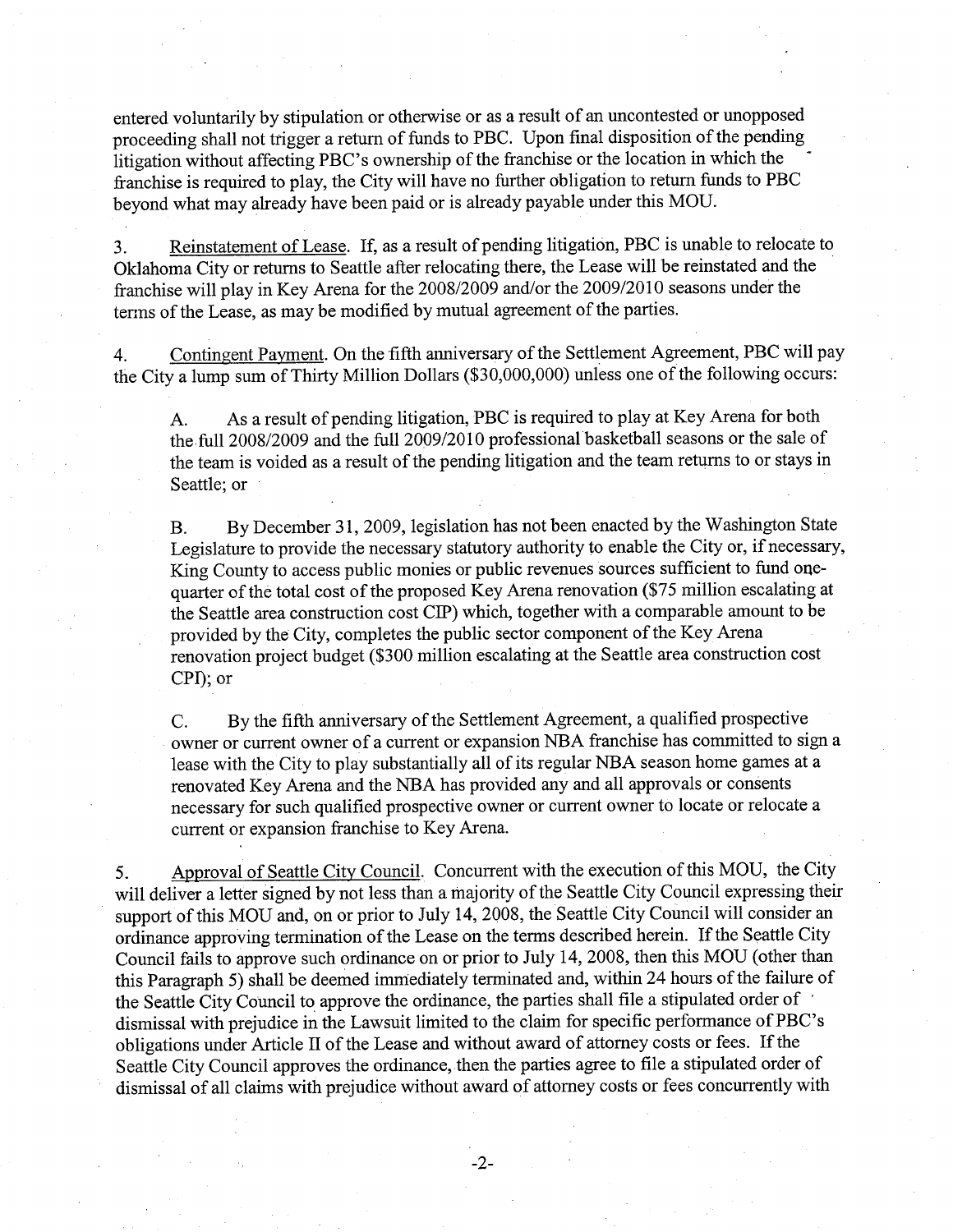entered voluntarily by stipulation or otherwise or as a result of an uncontested or unopposed proceeding shall not trigger a return of funds to PBC. Upon final disposition of the pending litigation without affecting PBC's ownership of the franchise or the location in which the franchise is required to play, the City will have no further obligation to return funds to PBC beyond what may already have been paid or is already payable under this MOU.

3. Reinstatement of Lease. If, as a result of pending litigation, PBC is unable to relocate to Oklahoma City or returns to Seattle after relocating there, the Lease will be reinstated and the franchise will play in Key Arena for the 2008/2009 and/or the 2009/2010 seasons under the terms of the Lease, as may be modified by mutual agreement of the parties.

4. Contingent Payment. On the fifth anniversary of the Settlement Agreement, PBC will pay the City a lump sum of Thirty Million Dollars ($30,000,000) unless one of the following occurs:

A. As a result of pending litigation, PBC is required to play at Key Arena for both the full 2008/2009 and the full 2009/2010 professional basketball seasons or the sale of the team is voided as a result of the pending litigation and the team returns to or stays in Seattle; or

B. By December 31, 2009, legislation has not been enacted by the Washington State Legislature to provide the necessary statutory authority to enable the City or, if necessary, King County to access public monies or public revenues sources sufficient to fund one-quarter of the total cost of the proposed Key Arena renovation ($75 million escalating at the Seattle area construction cost CIP) which, together with a comparable amount to be provided by the City, completes the public sector component of the Key Arena renovation project budget ($300 million escalating at the Seattle area construction cost CPI); or

C. By the fifth anniversary of the Settlement Agreement, a qualified prospective owner or current owner of a current or expansion NBA franchise has committed to sign a lease with the City to play substantially all of its regular NBA season home games at a renovated Key Arena and the NBA has provided any and all approvals or consents necessary for such qualified prospective owner or current owner to locate or relocate a current or expansion franchise to Key Arena.

5. Approval of Seattle City Council. Concurrent with the execution of this MOU, the City will deliver a letter signed by not less than a majority of the Seattle City Council expressing their support of this MOU and, on or prior to July 14, 2008, the Seattle City Council will consider an ordinance approving termination of the Lease on the terms described herein. If the Seattle City Council fails to approve such ordinance on or prior to July 14, 2008, then this MOU (other than this Paragraph 5) shall be deemed immediately terminated and, within 24 hours of the failure of the Seattle City Council to approve the ordinance, the parties shall file a stipulated order of dismissal with prejudice in the Lawsuit limited to the claim for specific performance of PBC's obligations under Article II of the Lease and without award of attorney costs or fees. If the Seattle City Council approves the ordinance, then the parties agree to file a stipulated order of dismissal of all claims with prejudice without award of attorney costs or fees concurrently with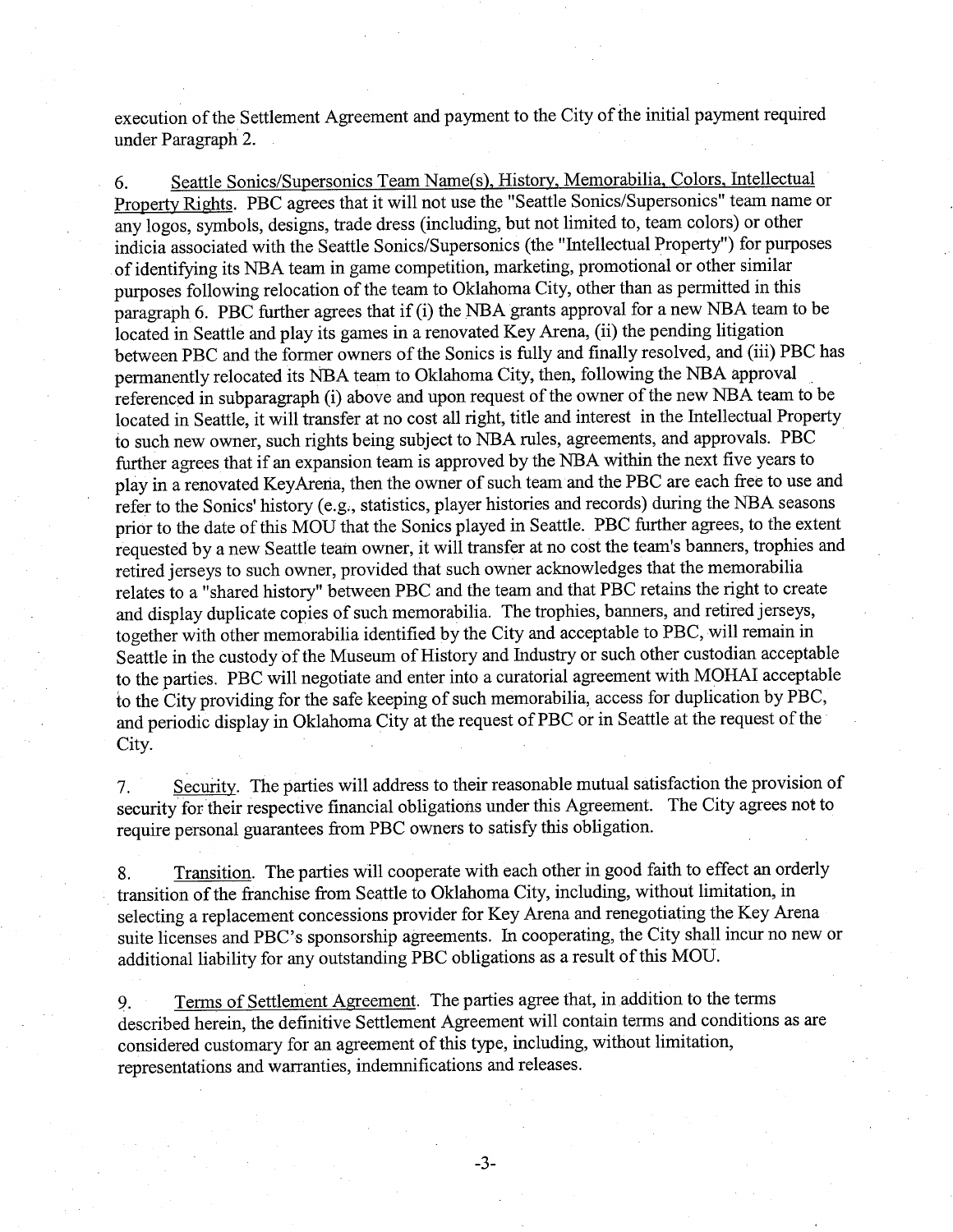execution of the Settlement Agreement and payment to the City of the initial payment required under Paragraph 2.

6. Seattle Sonics/Supersonics Team Name(s), History, Memorabilia, Colors, Intellectual Property Rights. PBC agrees that it will not use the "Seattle Sonics/Supersonics" team name or any logos, symbols, designs, trade dress (including, but not limited to, team colors) or other indicia associated with the Seattle Sonics/Supersonics (the "Intellectual Property") for purposes of identifying its NBA team in game competition, marketing, promotional or other similar purposes following relocation of the team to Oklahoma City, other than as permitted in this paragraph 6. PBC further agrees that if (i) the NBA grants approval for a new NBA team to be located in Seattle and play its games in a renovated Key Arena, (ii) the pending litigation between PBC and the former owners of the Sonics is fully and finally resolved, and (iii) PBC has permanently relocated its NBA team to Oklahoma City, then, following the NBA approval referenced in subparagraph (i) above and upon request of the owner of the new NBA team to be located in Seattle, it will transfer at no cost all right, title and interest in the Intellectual Property to such new owner, such rights being subject to NBA rules, agreements, and approvals. PBC further agrees that if an expansion team is approved by the NBA within the next five years to play in a renovated KeyArena, then the owner of such team and the PBC are each free to use and refer to the Sonics' history (e.g., statistics, player histories and records) during the NBA seasons prior to the date of this MOU that the Sonics played in Seattle. PBC further agrees, to the extent requested by a new Seattle team owner, it will transfer at no cost the team's banners, trophies and retired jerseys to such owner, provided that such owner acknowledges that the memorabilia relates to a "shared history" between PBC and the team and that PBC retains the right to create and display duplicate copies of such memorabilia. The trophies, banners, and retired jerseys, together with other memorabilia identified by the City and acceptable to PBC, will remain in Seattle in the custody of the Museum of History and Industry or such other custodian acceptable to the parties. PBC will negotiate and enter into a curatorial agreement with MOHAI acceptable to the City providing for the safe keeping of such memorabilia, access for duplication by PBC, and periodic display in Oklahoma City at the request of PBC or in Seattle at the request of the City.

7. Security. The parties will address to their reasonable mutual satisfaction the provision of security for their respective financial obligations under this Agreement. The City agrees not to require personal guarantees from PBC owners to satisfy this obligation.

8. Transition. The parties will cooperate with each other in good faith to effect an orderly transition of the franchise from Seattle to Oklahoma City, including, without limitation, in selecting a replacement concessions provider for Key Arena and renegotiating the Key Arena suite licenses and PBC's sponsorship agreements. In cooperating, the City shall incur no new or additional liability for any outstanding PBC obligations as a result of this MOU.

9. Terms of Settlement Agreement. The parties agree that, in addition to the terms described herein, the definitive Settlement Agreement will contain terms and conditions as are considered customary for an agreement of this type, including, without limitation, representations and warranties, indemnifications and releases.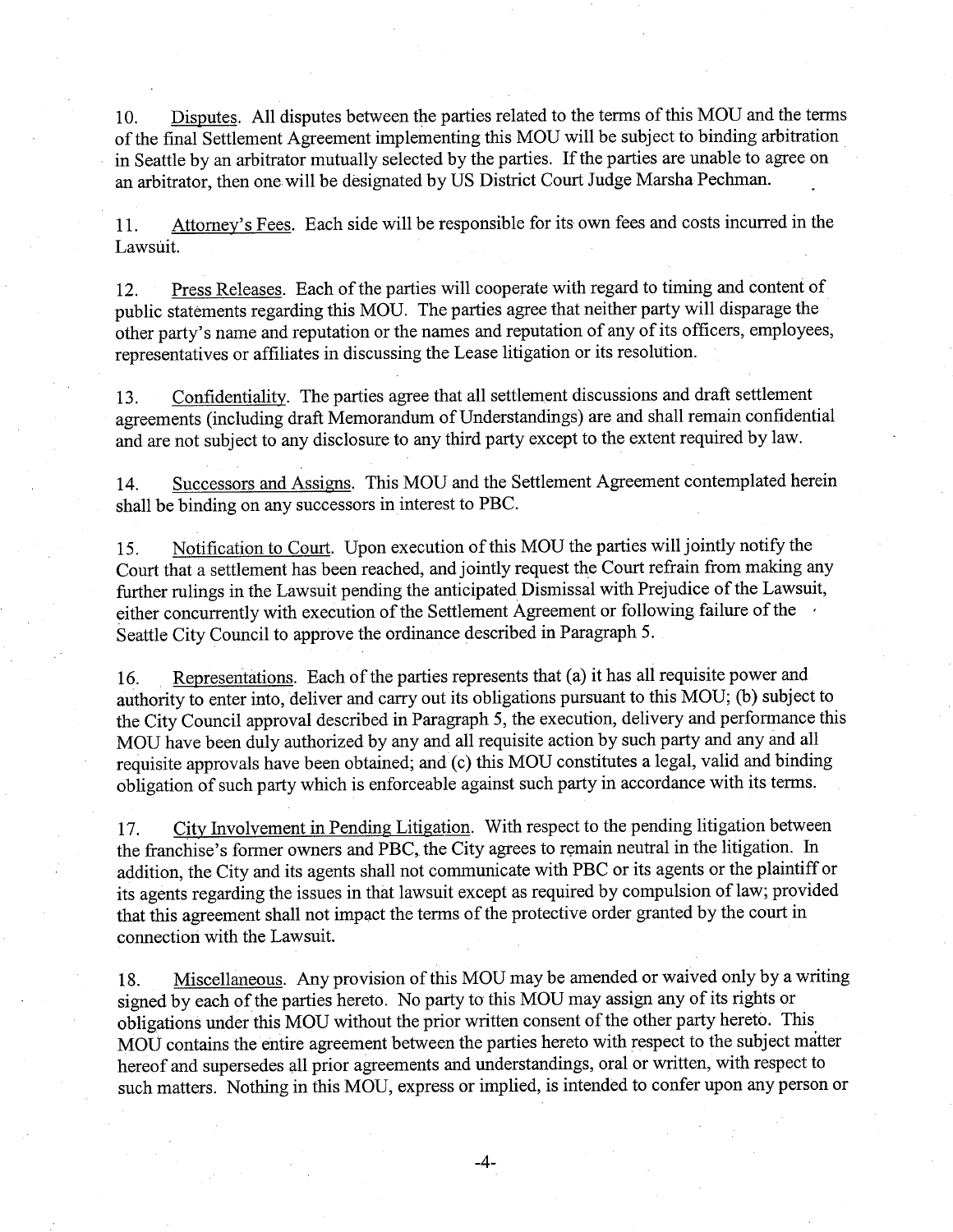10. <u>Disputes</u>. All disputes between the parties related to the terms of this MOU and the terms of the final Settlement Agreement implementing this MOU will be subject to binding arbitration in Seattle by an arbitrator mutually selected by the parties. If the parties are unable to agree on an arbitrator, then one will be designated by US District Court Judge Marsha Pechman.

11. <u>Attorney's Fees</u>. Each side will be responsible for its own fees and costs incurred in the Lawsuit.

12. <u>Press Releases</u>. Each of the parties will cooperate with regard to timing and content of public statements regarding this MOU. The parties agree that neither party will disparage the other party's name and reputation or the names and reputation of any of its officers, employees, representatives or affiliates in discussing the Lease litigation or its resolution.

13. <u>Confidentiality</u>. The parties agree that all settlement discussions and draft settlement agreements (including draft Memorandum of Understandings) are and shall remain confidential and are not subject to any disclosure to any third party except to the extent required by law.

14. <u>Successors and Assigns</u>. This MOU and the Settlement Agreement contemplated herein shall be binding on any successors in interest to PBC.

15. <u>Notification to Court</u>. Upon execution of this MOU the parties will jointly notify the Court that a settlement has been reached, and jointly request the Court refrain from making any further rulings in the Lawsuit pending the anticipated Dismissal with Prejudice of the Lawsuit, either concurrently with execution of the Settlement Agreement or following failure of the Seattle City Council to approve the ordinance described in Paragraph 5.

16. <u>Representations</u>. Each of the parties represents that (a) it has all requisite power and authority to enter into, deliver and carry out its obligations pursuant to this MOU; (b) subject to the City Council approval described in Paragraph 5, the execution, delivery and performance this MOU have been duly authorized by any and all requisite action by such party and any and all requisite approvals have been obtained; and (c) this MOU constitutes a legal, valid and binding obligation of such party which is enforceable against such party in accordance with its terms.

17. <u>City Involvement in Pending Litigation</u>. With respect to the pending litigation between the franchise's former owners and PBC, the City agrees to remain neutral in the litigation. In addition, the City and its agents shall not communicate with PBC or its agents or the plaintiff or its agents regarding the issues in that lawsuit except as required by compulsion of law; provided that this agreement shall not impact the terms of the protective order granted by the court in connection with the Lawsuit.

18. <u>Miscellaneous</u>. Any provision of this MOU may be amended or waived only by a writing signed by each of the parties hereto. No party to this MOU may assign any of its rights or obligations under this MOU without the prior written consent of the other party hereto. This MOU contains the entire agreement between the parties hereto with respect to the subject matter hereof and supersedes all prior agreements and understandings, oral or written, with respect to such matters. Nothing in this MOU, express or implied, is intended to confer upon any person or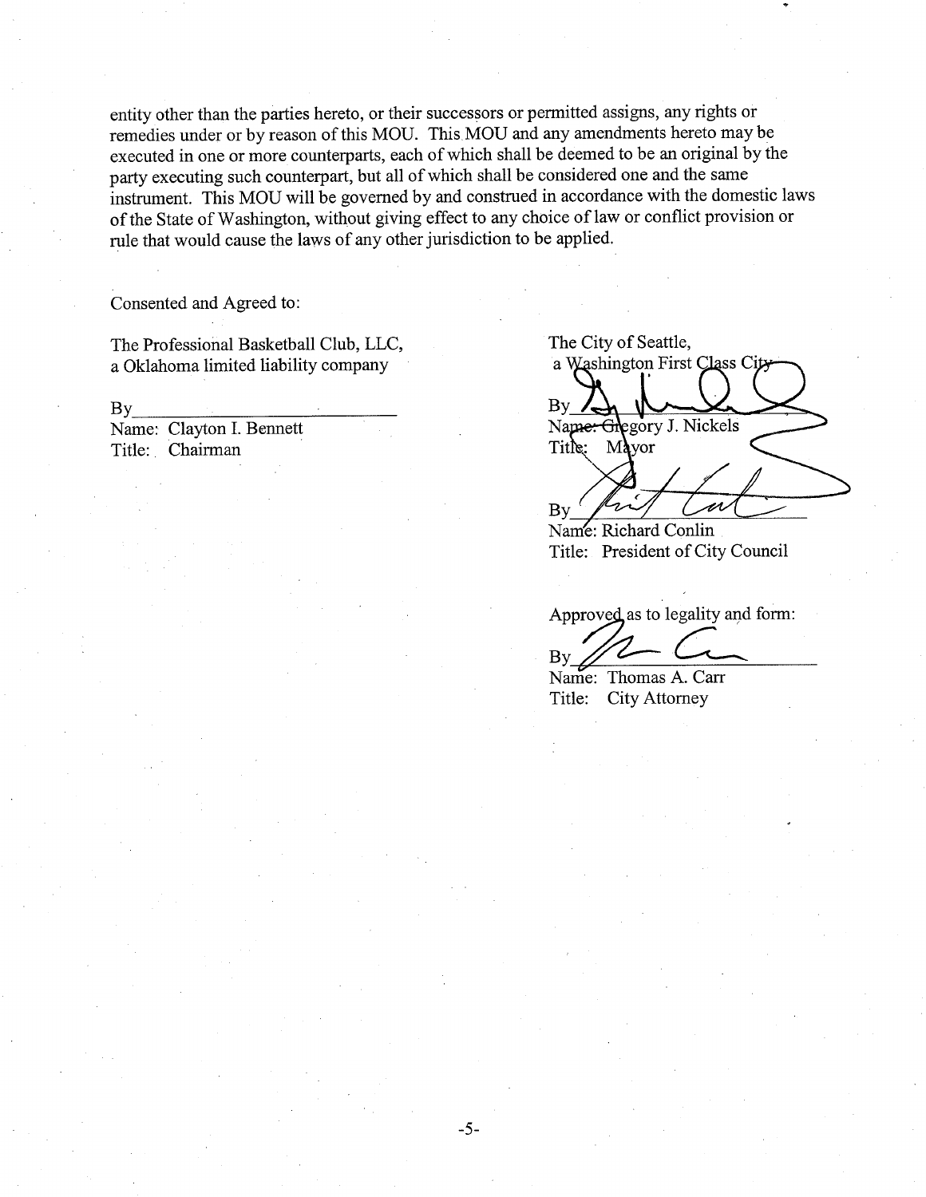entity other than the parties hereto, or their successors or permitted assigns, any rights or remedies under or by reason of this MOU. This MOU and any amendments hereto may be executed in one or more counterparts, each of which shall be deemed to be an original by the party executing such counterpart, but all of which shall be considered one and the same instrument. This MOU will be governed by and construed in accordance with the domestic laws of the State of Washington, without giving effect to any choice of law or conflict provision or rule that would cause the laws of any other jurisdiction to be applied.

Consented and Agreed to:

The Professional Basketball Club, LLC,
a Oklahoma limited liability company

By_____________________________
Name: Clayton I. Bennett
Title: Chairman

The City of Seattle,
a Washington First Class City

By_____________________________
Name: Gregory J. Nickels
Title: Mayor

By_____________________________
Name: Richard Conlin
Title: President of City Council

Approved as to legality and form:

By_____________________________
Name: Thomas A. Carr
Title: City Attorney